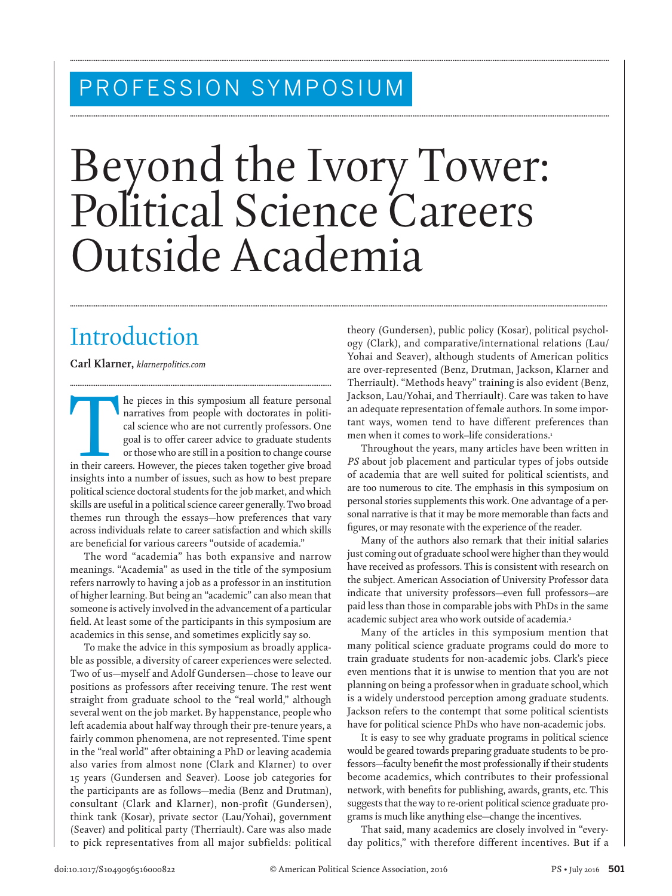# PROFESSION SYMPOSIUM

# Beyond the Ivory Tower: Political Science Careers Outside Academia

## Introduction

**Carl Klarner,** *klarnerpolitics.com*

The pieces in this symposium all feature personal narratives from people with doctorates in political science who are not currently professors. One goal is to offer career advice to graduate students or those who are still in a position to change course in their careers. However, the pieces taken together give broad insights into a number of issues, such as how to best prepare political science doctoral students for the job market, and which skills are useful in a political science career generally. Two broad themes run through the essays—how preferences that vary across individuals relate to career satisfaction and which skills are beneficial for various careers "outside of academia."

The word "academia" has both expansive and narrow meanings. "Academia" as used in the title of the symposium refers narrowly to having a job as a professor in an institution of higher learning. But being an "academic" can also mean that someone is actively involved in the advancement of a particular field. At least some of the participants in this symposium are academics in this sense, and sometimes explicitly say so.

To make the advice in this symposium as broadly applicable as possible, a diversity of career experiences were selected. Two of us—myself and Adolf Gundersen—chose to leave our positions as professors after receiving tenure. The rest went straight from graduate school to the "real world," although several went on the job market. By happenstance, people who left academia about half way through their pre-tenure years, a fairly common phenomena, are not represented. Time spent in the "real world" after obtaining a PhD or leaving academia also varies from almost none (Clark and Klarner) to over 15 years (Gundersen and Seaver). Loose job categories for the participants are as follows—media (Benz and Drutman), consultant (Clark and Klarner), non-profit (Gundersen), think tank (Kosar), private sector (Lau/Yohai), government (Seaver) and political party (Therriault). Care was also made to pick representatives from all major subfields: political theory (Gundersen), public policy (Kosar), political psychology (Clark), and comparative/international relations (Lau/Yohai and Seaver), although students of American politics are over-represented (Benz, Drutman, Jackson, Klarner and Therriault). "Methods heavy" training is also evident (Benz, Jackson, Lau/Yohai, and Therriault). Care was taken to have an adequate representation of female authors. In some important ways, women tend to have different preferences than men when it comes to work–life considerations.[1]

Throughout the years, many articles have been written in *PS* about job placement and particular types of jobs outside of academia that are well suited for political scientists, and are too numerous to cite. The emphasis in this symposium on personal stories supplements this work. One advantage of a personal narrative is that it may be more memorable than facts and figures, or may resonate with the experience of the reader.

Many of the authors also remark that their initial salaries just coming out of graduate school were higher than they would have received as professors. This is consistent with research on the subject. American Association of University Professor data indicate that university professors—even full professors—are paid less than those in comparable jobs with PhDs in the same academic subject area who work outside of academia.[2]

Many of the articles in this symposium mention that many political science graduate programs could do more to train graduate students for non-academic jobs. Clark's piece even mentions that it is unwise to mention that you are not planning on being a professor when in graduate school, which is a widely understood perception among graduate students. Jackson refers to the contempt that some political scientists have for political science PhDs who have non-academic jobs.

It is easy to see why graduate programs in political science would be geared towards preparing graduate students to be professors—faculty benefit the most professionally if their students become academics, which contributes to their professional network, with benefits for publishing, awards, grants, etc. This suggests that the way to re-orient political science graduate programs is much like anything else—change the incentives.

That said, many academics are closely involved in "everyday politics," with therefore different incentives. But if a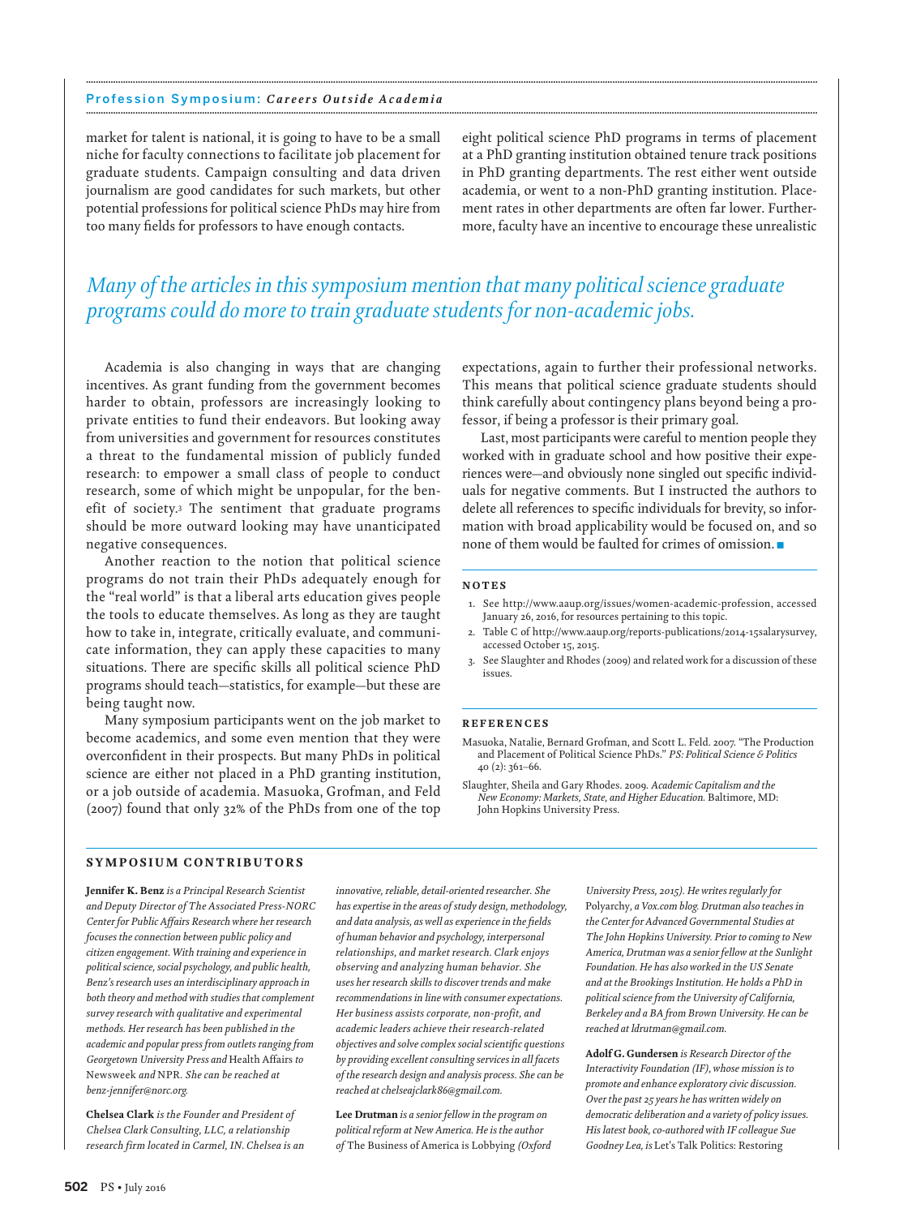market for talent is national, it is going to have to be a small niche for faculty connections to facilitate job placement for graduate students. Campaign consulting and data driven journalism are good candidates for such markets, but other potential professions for political science PhDs may hire from too many fields for professors to have enough contacts.

*Many of the articles in this symposium mention that many political science graduate programs could do more to train graduate students for non-academic jobs.*

Academia is also changing in ways that are changing incentives. As grant funding from the government becomes harder to obtain, professors are increasingly looking to private entities to fund their endeavors. But looking away from universities and government for resources constitutes a threat to the fundamental mission of publicly funded research: to empower a small class of people to conduct research, some of which might be unpopular, for the benefit of society.[3] The sentiment that graduate programs should be more outward looking may have unanticipated negative consequences.

Another reaction to the notion that political science programs do not train their PhDs adequately enough for the "real world" is that a liberal arts education gives people the tools to educate themselves. As long as they are taught how to take in, integrate, critically evaluate, and communicate information, they can apply these capacities to many situations. There are specific skills all political science PhD programs should teach—statistics, for example—but these are being taught now.

Many symposium participants went on the job market to become academics, and some even mention that they were overconfident in their prospects. But many PhDs in political science are either not placed in a PhD granting institution, or a job outside of academia. Masuoka, Grofman, and Feld (2007) found that only 32% of the PhDs from one of the top eight political science PhD programs in terms of placement at a PhD granting institution obtained tenure track positions in PhD granting departments. The rest either went outside academia, or went to a non-PhD granting institution. Placement rates in other departments are often far lower. Furthermore, faculty have an incentive to encourage these unrealistic expectations, again to further their professional networks. This means that political science graduate students should think carefully about contingency plans beyond being a professor, if being a professor is their primary goal.

Last, most participants were careful to mention people they worked with in graduate school and how positive their experiences were—and obviously none singled out specific individuals for negative comments. But I instructed the authors to delete all references to specific individuals for brevity, so information with broad applicability would be focused on, and so none of them would be faulted for crimes of omission. ■

## NOTES

1. See http://www.aaup.org/issues/women-academic-profession, accessed January 26, 2016, for resources pertaining to this topic.
2. Table C of http://www.aaup.org/reports-publications/2014-15salarysurvey, accessed October 15, 2015.
3. See Slaughter and Rhodes (2009) and related work for a discussion of these issues.

## REFERENCES

Masuoka, Natalie, Bernard Grofman, and Scott L. Feld. 2007. "The Production and Placement of Political Science PhDs." *PS: Political Science & Politics* 40 (2): 361–66.

Slaughter, Sheila and Gary Rhodes. 2009. *Academic Capitalism and the New Economy: Markets, State, and Higher Education.* Baltimore, MD: John Hopkins University Press.

## SYMPOSIUM CONTRIBUTORS

**Jennifer K. Benz** *is a Principal Research Scientist and Deputy Director of The Associated Press-NORC Center for Public Affairs Research where her research focuses the connection between public policy and citizen engagement. With training and experience in political science, social psychology, and public health, Benz's research uses an interdisciplinary approach in both theory and method with studies that complement survey research with qualitative and experimental methods. Her research has been published in the academic and popular press from outlets ranging from Georgetown University Press and* Health Affairs *to* Newsweek *and* NPR. *She can be reached at benz-jennifer@norc.org.*

**Chelsea Clark** *is the Founder and President of Chelsea Clark Consulting, LLC, a relationship research firm located in Carmel, IN. Chelsea is an innovative, reliable, detail-oriented researcher. She has expertise in the areas of study design, methodology, and data analysis, as well as experience in the fields of human behavior and psychology, interpersonal relationships, and market research. Clark enjoys observing and analyzing human behavior. She uses her research skills to discover trends and make recommendations in line with consumer expectations. Her business assists corporate, non-profit, and academic leaders achieve their research-related objectives and solve complex social scientific questions by providing excellent consulting services in all facets of the research design and analysis process. She can be reached at chelseajclark86@gmail.com.*

**Lee Drutman** *is a senior fellow in the program on political reform at New America. He is the author of* The Business of America is Lobbying *(Oxford University Press, 2015). He writes regularly for* Polyarchy, *a Vox.com blog. Drutman also teaches in the Center for Advanced Governmental Studies at The John Hopkins University. Prior to coming to New America, Drutman was a senior fellow at the Sunlight Foundation. He has also worked in the US Senate and at the Brookings Institution. He holds a PhD in political science from the University of California, Berkeley and a BA from Brown University. He can be reached at ldrutman@gmail.com.*

**Adolf G. Gundersen** *is Research Director of the Interactivity Foundation (IF), whose mission is to promote and enhance exploratory civic discussion. Over the past 25 years he has written widely on democratic deliberation and a variety of policy issues. His latest book, co-authored with IF colleague Sue Goodney Lea, is* Let's Talk Politics: Restoring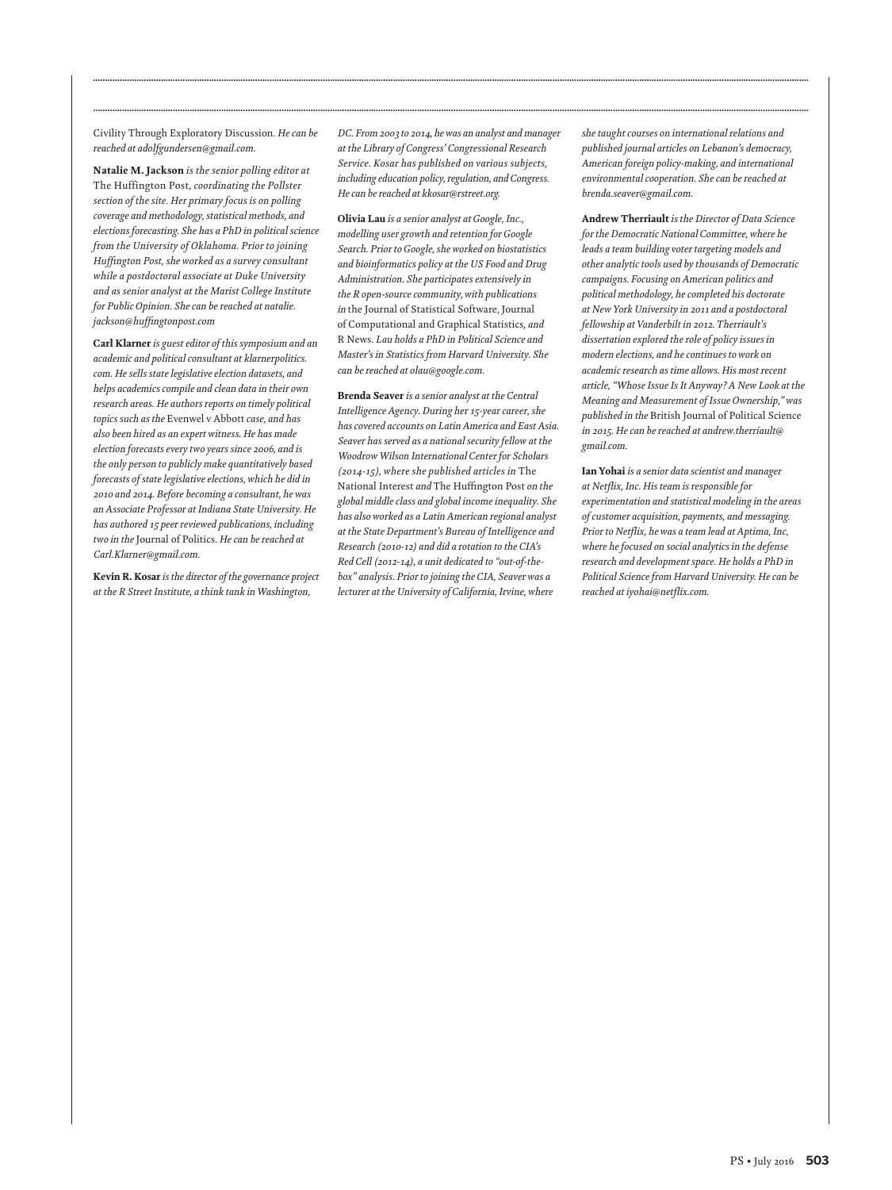Civility Through Exploratory Discussion. *He can be reached at adolfgundersen@gmail.com.*

**Natalie M. Jackson** *is the senior polling editor at* The Huffington Post, *coordinating the Pollster section of the site. Her primary focus is on polling coverage and methodology, statistical methods, and elections forecasting. She has a PhD in political science from the University of Oklahoma. Prior to joining Huffington Post, she worked as a survey consultant while a postdoctoral associate at Duke University and as senior analyst at the Marist College Institute for Public Opinion. She can be reached at natalie.jackson@huffingtonpost.com*

**Carl Klarner** *is guest editor of this symposium and an academic and political consultant at klarnerpolitics.com. He sells state legislative election datasets, and helps academics compile and clean data in their own research areas. He authors reports on timely political topics such as the* Evenwel v Abbott *case, and has also been hired as an expert witness. He has made election forecasts every two years since 2006, and is the only person to publicly make quantitatively based forecasts of state legislative elections, which he did in 2010 and 2014. Before becoming a consultant, he was an Associate Professor at Indiana State University. He has authored 15 peer reviewed publications, including two in the* Journal of Politics. *He can be reached at Carl.Klarner@gmail.com.*

**Kevin R. Kosar** *is the director of the governance project at the R Street Institute, a think tank in Washington, DC. From 2003 to 2014, he was an analyst and manager at the Library of Congress' Congressional Research Service. Kosar has published on various subjects, including education policy, regulation, and Congress. He can be reached at kkosar@rstreet.org.*

**Olivia Lau** *is a senior analyst at Google, Inc., modelling user growth and retention for Google Search. Prior to Google, she worked on biostatistics and bioinformatics policy at the US Food and Drug Administration. She participates extensively in the R open-source community, with publications in* the Journal of Statistical Software, Journal of Computational and Graphical Statistics, *and* R News. *Lau holds a PhD in Political Science and Master's in Statistics from Harvard University. She can be reached at olau@google.com.*

**Brenda Seaver** *is a senior analyst at the Central Intelligence Agency. During her 15-year career, she has covered accounts on Latin America and East Asia. Seaver has served as a national security fellow at the Woodrow Wilson International Center for Scholars (2014-15), where she published articles in* The National Interest *and* The Huffington Post *on the global middle class and global income inequality. She has also worked as a Latin American regional analyst at the State Department's Bureau of Intelligence and Research (2010-12) and did a rotation to the CIA's Red Cell (2012-14), a unit dedicated to "out-of-the-box" analysis. Prior to joining the CIA, Seaver was a lecturer at the University of California, Irvine, where she taught courses on international relations and published journal articles on Lebanon's democracy, American foreign policy-making, and international environmental cooperation. She can be reached at brenda.seaver@gmail.com.*

**Andrew Therriault** *is the Director of Data Science for the Democratic National Committee, where he leads a team building voter targeting models and other analytic tools used by thousands of Democratic campaigns. Focusing on American politics and political methodology, he completed his doctorate at New York University in 2011 and a postdoctoral fellowship at Vanderbilt in 2012. Therriault's dissertation explored the role of policy issues in modern elections, and he continues to work on academic research as time allows. His most recent article, "Whose Issue Is It Anyway? A New Look at the Meaning and Measurement of Issue Ownership," was published in the* British Journal of Political Science *in 2015. He can be reached at andrew.therriault@gmail.com.*

**Ian Yohai** *is a senior data scientist and manager at Netflix, Inc. His team is responsible for experimentation and statistical modeling in the areas of customer acquisition, payments, and messaging. Prior to Netflix, he was a team lead at Aptima, Inc, where he focused on social analytics in the defense research and development space. He holds a PhD in Political Science from Harvard University. He can be reached at iyohai@netflix.com.*